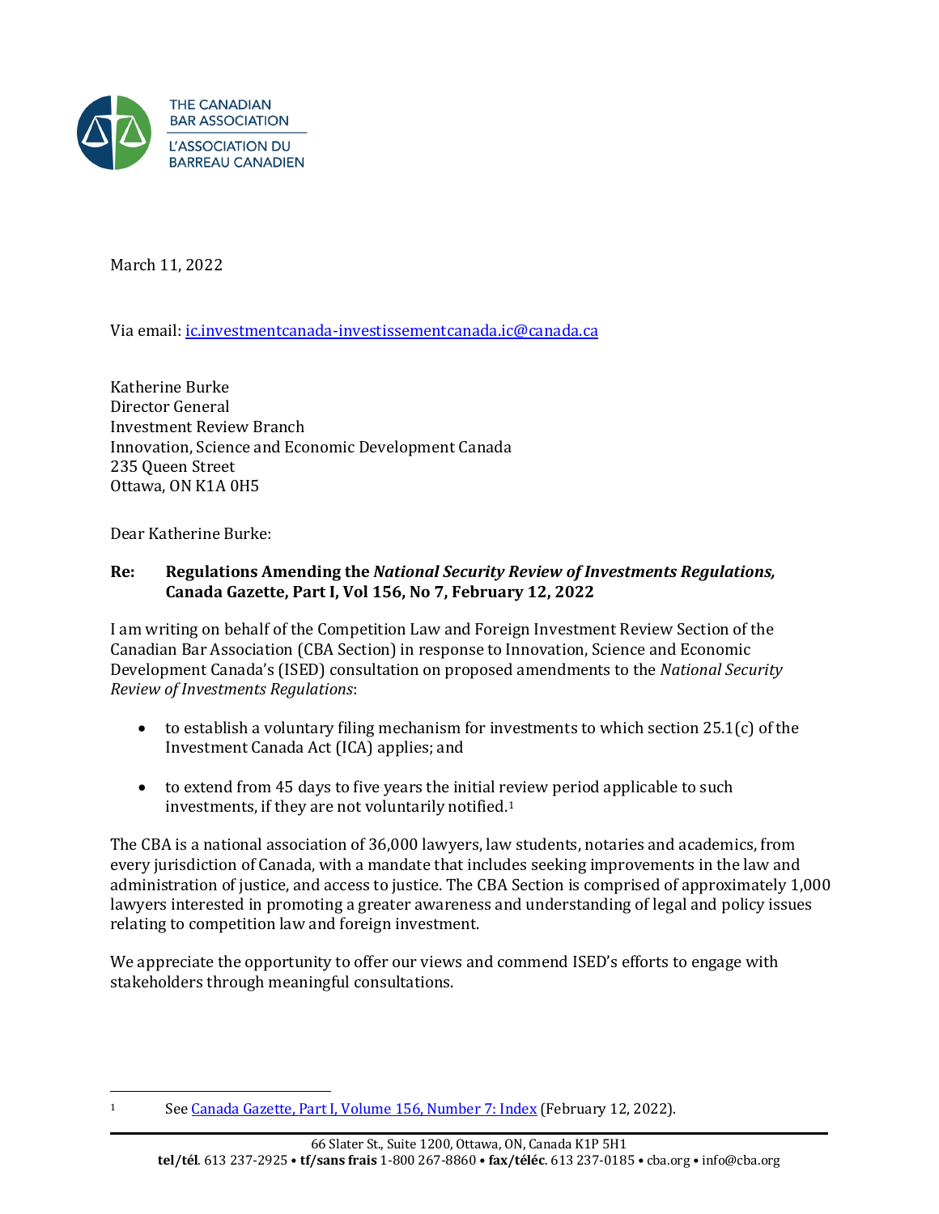THE CANADIAN BAR ASSOCIATION

L'ASSOCIATION DU BARREAU CANADIEN

March 11, 2022

Via email: ic.investmentcanada-investissementcanada.ic@canada.ca

Katherine Burke
Director General
Investment Review Branch
Innovation, Science and Economic Development Canada
235 Queen Street
Ottawa, ON K1A 0H5

Dear Katherine Burke:

**Re: Regulations Amending the *National Security Review of Investments Regulations*, Canada Gazette, Part I, Vol 156, No 7, February 12, 2022**

I am writing on behalf of the Competition Law and Foreign Investment Review Section of the Canadian Bar Association (CBA Section) in response to Innovation, Science and Economic Development Canada's (ISED) consultation on proposed amendments to the *National Security Review of Investments Regulations*:

- to establish a voluntary filing mechanism for investments to which section 25.1(c) of the Investment Canada Act (ICA) applies; and
- to extend from 45 days to five years the initial review period applicable to such investments, if they are not voluntarily notified.[1]

The CBA is a national association of 36,000 lawyers, law students, notaries and academics, from every jurisdiction of Canada, with a mandate that includes seeking improvements in the law and administration of justice, and access to justice. The CBA Section is comprised of approximately 1,000 lawyers interested in promoting a greater awareness and understanding of legal and policy issues relating to competition law and foreign investment.

We appreciate the opportunity to offer our views and commend ISED's efforts to engage with stakeholders through meaningful consultations.

---

[1] See Canada Gazette, Part I, Volume 156, Number 7: Index (February 12, 2022).

66 Slater St., Suite 1200, Ottawa, ON, Canada K1P 5H1
**tel/tél**. 613 237-2925 • **tf/sans frais** 1-800 267-8860 • **fax/téléc**. 613 237-0185 • cba.org • info@cba.org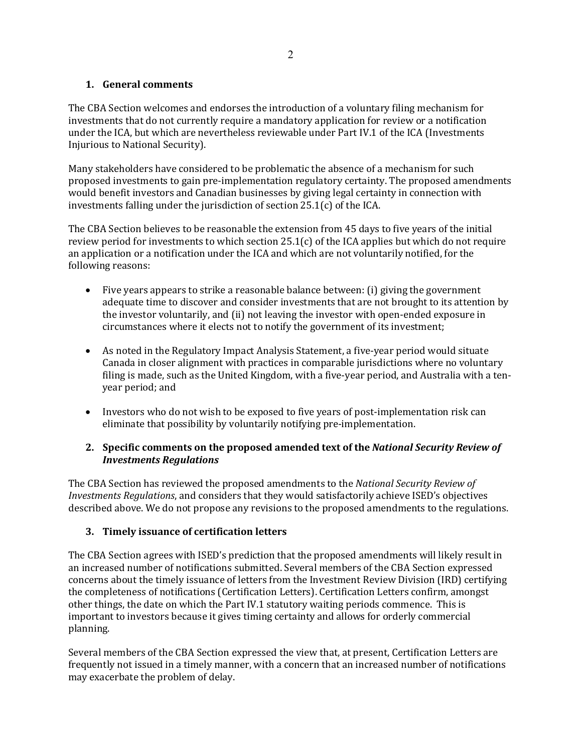## 1. General comments

The CBA Section welcomes and endorses the introduction of a voluntary filing mechanism for investments that do not currently require a mandatory application for review or a notification under the ICA, but which are nevertheless reviewable under Part IV.1 of the ICA (Investments Injurious to National Security).

Many stakeholders have considered to be problematic the absence of a mechanism for such proposed investments to gain pre-implementation regulatory certainty. The proposed amendments would benefit investors and Canadian businesses by giving legal certainty in connection with investments falling under the jurisdiction of section 25.1(c) of the ICA.

The CBA Section believes to be reasonable the extension from 45 days to five years of the initial review period for investments to which section 25.1(c) of the ICA applies but which do not require an application or a notification under the ICA and which are not voluntarily notified, for the following reasons:

- Five years appears to strike a reasonable balance between: (i) giving the government adequate time to discover and consider investments that are not brought to its attention by the investor voluntarily, and (ii) not leaving the investor with open-ended exposure in circumstances where it elects not to notify the government of its investment;
- As noted in the Regulatory Impact Analysis Statement, a five-year period would situate Canada in closer alignment with practices in comparable jurisdictions where no voluntary filing is made, such as the United Kingdom, with a five-year period, and Australia with a ten-year period; and
- Investors who do not wish to be exposed to five years of post-implementation risk can eliminate that possibility by voluntarily notifying pre-implementation.

## 2. Specific comments on the proposed amended text of the *National Security Review of Investments Regulations*

The CBA Section has reviewed the proposed amendments to the *National Security Review of Investments Regulations*, and considers that they would satisfactorily achieve ISED's objectives described above. We do not propose any revisions to the proposed amendments to the regulations.

## 3. Timely issuance of certification letters

The CBA Section agrees with ISED's prediction that the proposed amendments will likely result in an increased number of notifications submitted. Several members of the CBA Section expressed concerns about the timely issuance of letters from the Investment Review Division (IRD) certifying the completeness of notifications (Certification Letters). Certification Letters confirm, amongst other things, the date on which the Part IV.1 statutory waiting periods commence. This is important to investors because it gives timing certainty and allows for orderly commercial planning.

Several members of the CBA Section expressed the view that, at present, Certification Letters are frequently not issued in a timely manner, with a concern that an increased number of notifications may exacerbate the problem of delay.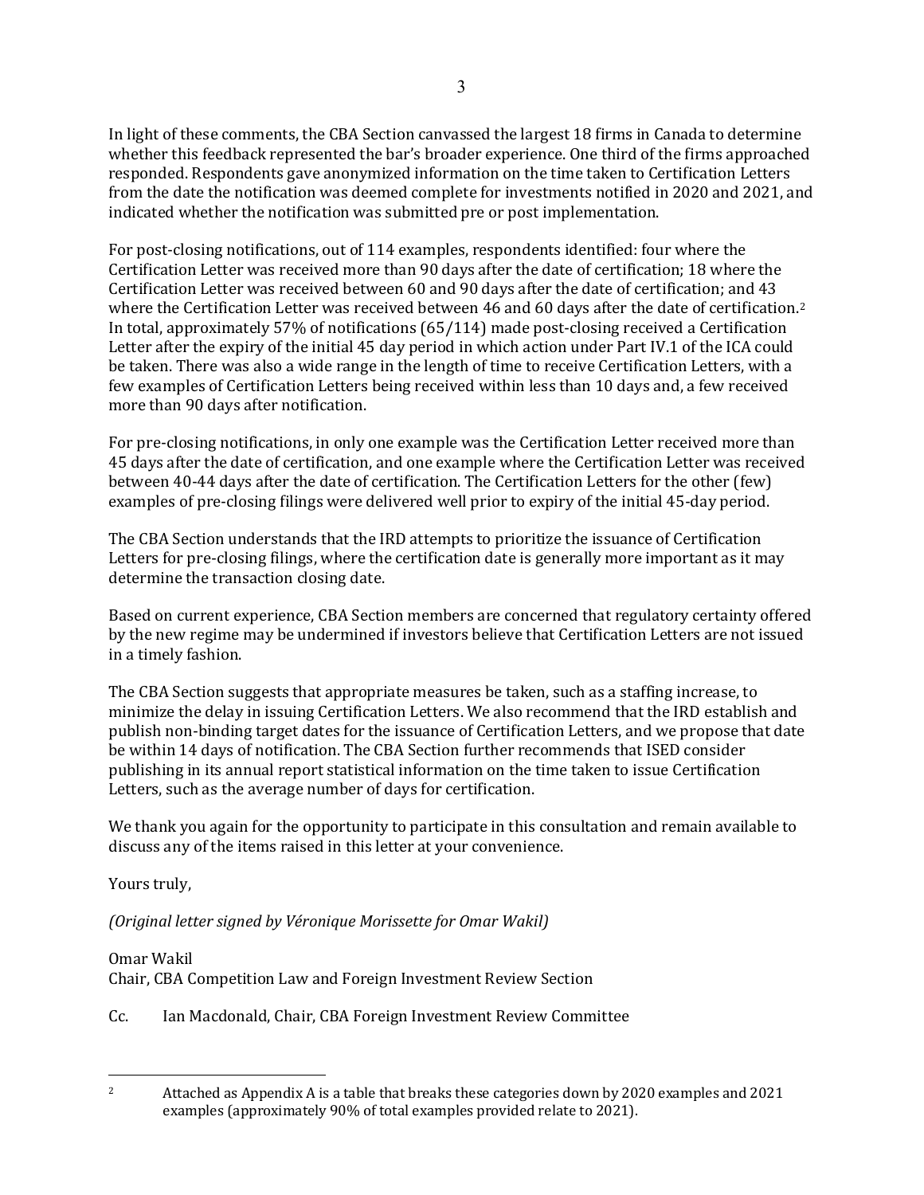In light of these comments, the CBA Section canvassed the largest 18 firms in Canada to determine whether this feedback represented the bar's broader experience. One third of the firms approached responded. Respondents gave anonymized information on the time taken to Certification Letters from the date the notification was deemed complete for investments notified in 2020 and 2021, and indicated whether the notification was submitted pre or post implementation.

For post-closing notifications, out of 114 examples, respondents identified: four where the Certification Letter was received more than 90 days after the date of certification; 18 where the Certification Letter was received between 60 and 90 days after the date of certification; and 43 where the Certification Letter was received between 46 and 60 days after the date of certification.[2] In total, approximately 57% of notifications (65/114) made post-closing received a Certification Letter after the expiry of the initial 45 day period in which action under Part IV.1 of the ICA could be taken. There was also a wide range in the length of time to receive Certification Letters, with a few examples of Certification Letters being received within less than 10 days and, a few received more than 90 days after notification.

For pre-closing notifications, in only one example was the Certification Letter received more than 45 days after the date of certification, and one example where the Certification Letter was received between 40-44 days after the date of certification. The Certification Letters for the other (few) examples of pre-closing filings were delivered well prior to expiry of the initial 45-day period.

The CBA Section understands that the IRD attempts to prioritize the issuance of Certification Letters for pre-closing filings, where the certification date is generally more important as it may determine the transaction closing date.

Based on current experience, CBA Section members are concerned that regulatory certainty offered by the new regime may be undermined if investors believe that Certification Letters are not issued in a timely fashion.

The CBA Section suggests that appropriate measures be taken, such as a staffing increase, to minimize the delay in issuing Certification Letters. We also recommend that the IRD establish and publish non-binding target dates for the issuance of Certification Letters, and we propose that date be within 14 days of notification. The CBA Section further recommends that ISED consider publishing in its annual report statistical information on the time taken to issue Certification Letters, such as the average number of days for certification.

We thank you again for the opportunity to participate in this consultation and remain available to discuss any of the items raised in this letter at your convenience.

Yours truly,

*(Original letter signed by Véronique Morissette for Omar Wakil)*

Omar Wakil
Chair, CBA Competition Law and Foreign Investment Review Section

Cc. Ian Macdonald, Chair, CBA Foreign Investment Review Committee

---

[2] Attached as Appendix A is a table that breaks these categories down by 2020 examples and 2021 examples (approximately 90% of total examples provided relate to 2021).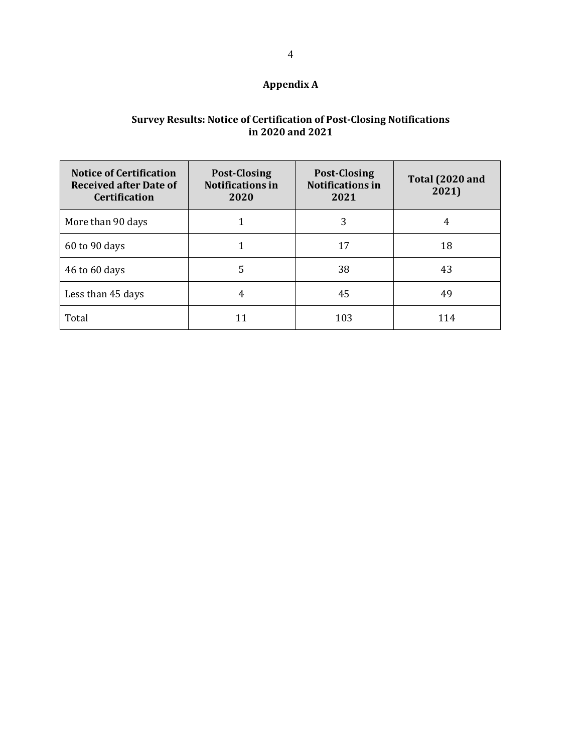## Appendix A

### Survey Results: Notice of Certification of Post-Closing Notifications in 2020 and 2021

| Notice of Certification Received after Date of Certification | Post-Closing Notifications in 2020 | Post-Closing Notifications in 2021 | Total (2020 and 2021) |
|---|---|---|---|
| More than 90 days | 1 | 3 | 4 |
| 60 to 90 days | 1 | 17 | 18 |
| 46 to 60 days | 5 | 38 | 43 |
| Less than 45 days | 4 | 45 | 49 |
| Total | 11 | 103 | 114 |